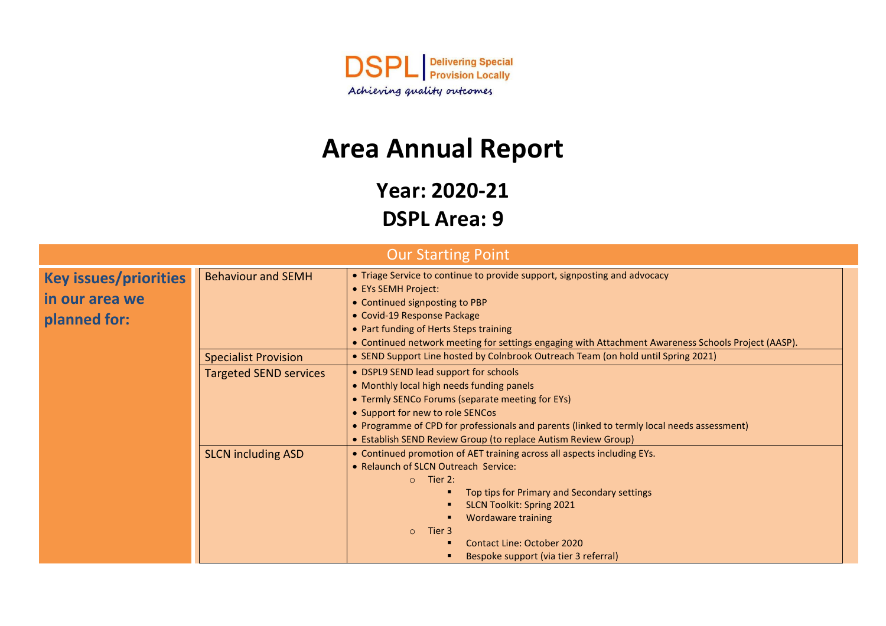DSPL | Delivering Special Provision Locally

*Achieving quality outcomes*

# Area Annual Report

## Year: 2020-21

## DSPL Area: 9

## Our Starting Point

**Key issues/priorities in our area we planned for:**

| Area | Priorities |
|---|---|
| Behaviour and SEMH | • Triage Service to continue to provide support, signposting and advocacy<br>• EYs SEMH Project:<br>• Continued signposting to PBP<br>• Covid-19 Response Package<br>• Part funding of Herts Steps training<br>• Continued network meeting for settings engaging with Attachment Awareness Schools Project (AASP). |
| Specialist Provision | • SEND Support Line hosted by Colnbrook Outreach Team (on hold until Spring 2021) |
| Targeted SEND services | • DSPL9 SEND lead support for schools<br>• Monthly local high needs funding panels<br>• Termly SENCo Forums (separate meeting for EYs)<br>• Support for new to role SENCos<br>• Programme of CPD for professionals and parents (linked to termly local needs assessment)<br>• Establish SEND Review Group (to replace Autism Review Group) |
| SLCN including ASD | • Continued promotion of AET training across all aspects including EYs.<br>• Relaunch of SLCN Outreach Service:<br>&nbsp;&nbsp;○ Tier 2:<br>&nbsp;&nbsp;&nbsp;&nbsp;▪ Top tips for Primary and Secondary settings<br>&nbsp;&nbsp;&nbsp;&nbsp;▪ SLCN Toolkit: Spring 2021<br>&nbsp;&nbsp;&nbsp;&nbsp;▪ Wordaware training<br>&nbsp;&nbsp;○ Tier 3<br>&nbsp;&nbsp;&nbsp;&nbsp;▪ Contact Line: October 2020<br>&nbsp;&nbsp;&nbsp;&nbsp;▪ Bespoke support (via tier 3 referral) |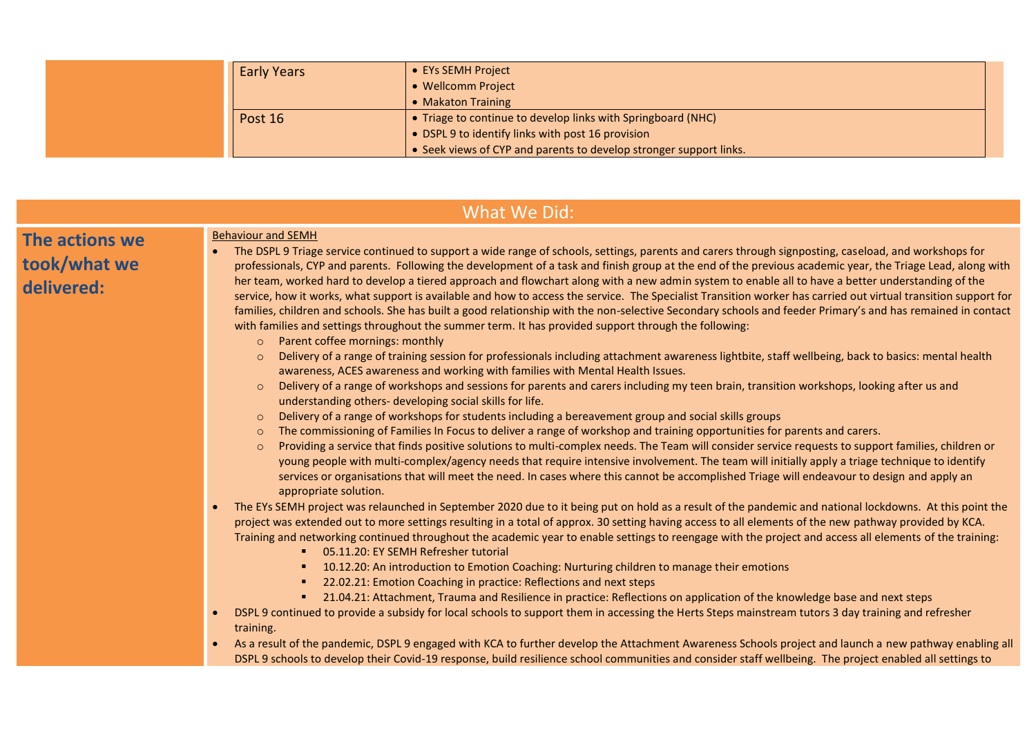| | |
|---|---|
| Early Years | • EYs SEMH Project<br>• Wellcomm Project<br>• Makaton Training |
| Post 16 | • Triage to continue to develop links with Springboard (NHC)<br>• DSPL 9 to identify links with post 16 provision<br>• Seek views of CYP and parents to develop stronger support links. |

## What We Did:

### The actions we took/what we delivered:

Behaviour and SEMH

- The DSPL 9 Triage service continued to support a wide range of schools, settings, parents and carers through signposting, caseload, and workshops for professionals, CYP and parents. Following the development of a task and finish group at the end of the previous academic year, the Triage Lead, along with her team, worked hard to develop a tiered approach and flowchart along with a new admin system to enable all to have a better understanding of the service, how it works, what support is available and how to access the service. The Specialist Transition worker has carried out virtual transition support for families, children and schools. She has built a good relationship with the non-selective Secondary schools and feeder Primary's and has remained in contact with families and settings throughout the summer term. It has provided support through the following:
  - Parent coffee mornings: monthly
  - Delivery of a range of training session for professionals including attachment awareness lightbite, staff wellbeing, back to basics: mental health awareness, ACES awareness and working with families with Mental Health Issues.
  - Delivery of a range of workshops and sessions for parents and carers including my teen brain, transition workshops, looking after us and understanding others- developing social skills for life.
  - Delivery of a range of workshops for students including a bereavement group and social skills groups
  - The commissioning of Families In Focus to deliver a range of workshop and training opportunities for parents and carers.
  - Providing a service that finds positive solutions to multi-complex needs. The Team will consider service requests to support families, children or young people with multi-complex/agency needs that require intensive involvement. The team will initially apply a triage technique to identify services or organisations that will meet the need. In cases where this cannot be accomplished Triage will endeavour to design and apply an appropriate solution.
- The EYs SEMH project was relaunched in September 2020 due to it being put on hold as a result of the pandemic and national lockdowns. At this point the project was extended out to more settings resulting in a total of approx. 30 setting having access to all elements of the new pathway provided by KCA. Training and networking continued throughout the academic year to enable settings to reengage with the project and access all elements of the training:
  - 05.11.20: EY SEMH Refresher tutorial
  - 10.12.20: An introduction to Emotion Coaching: Nurturing children to manage their emotions
  - 22.02.21: Emotion Coaching in practice: Reflections and next steps
  - 21.04.21: Attachment, Trauma and Resilience in practice: Reflections on application of the knowledge base and next steps
- DSPL 9 continued to provide a subsidy for local schools to support them in accessing the Herts Steps mainstream tutors 3 day training and refresher training.
- As a result of the pandemic, DSPL 9 engaged with KCA to further develop the Attachment Awareness Schools project and launch a new pathway enabling all DSPL 9 schools to develop their Covid-19 response, build resilience school communities and consider staff wellbeing. The project enabled all settings to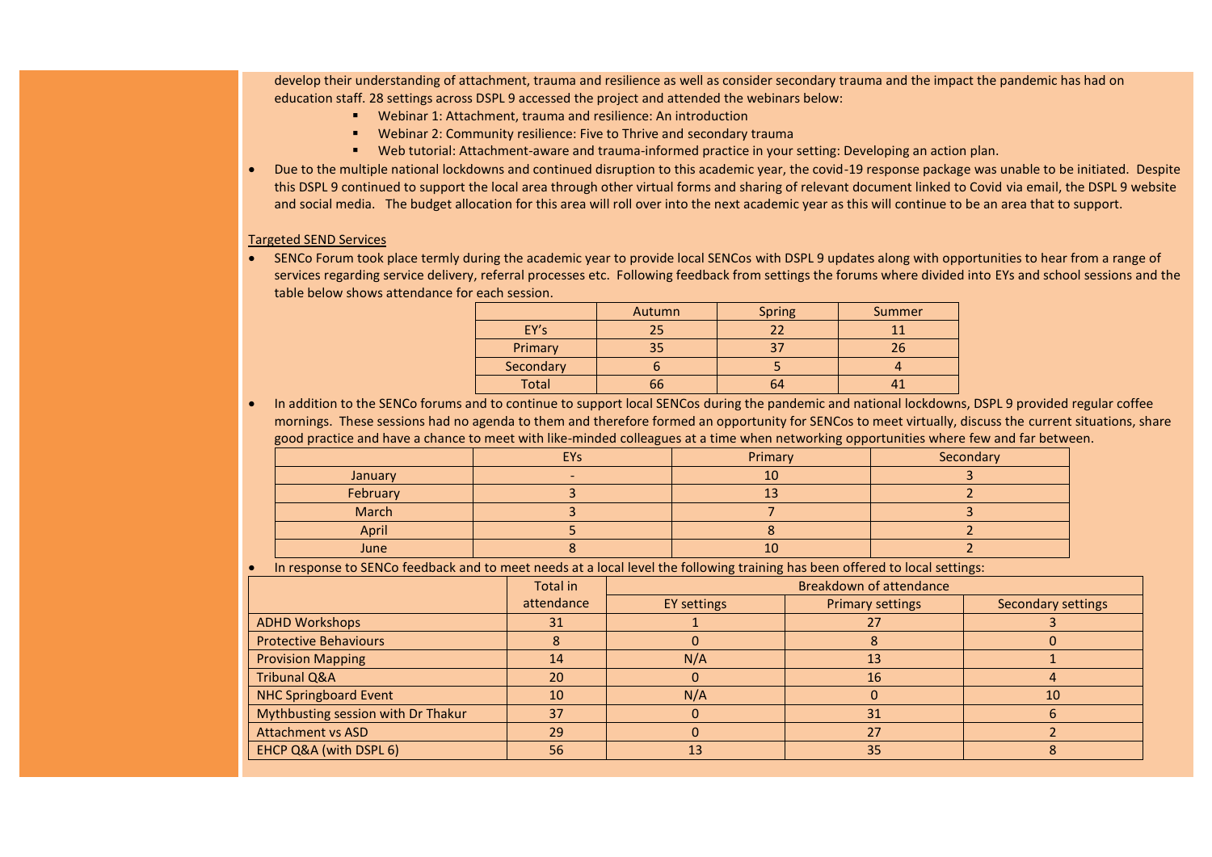develop their understanding of attachment, trauma and resilience as well as consider secondary trauma and the impact the pandemic has had on education staff. 28 settings across DSPL 9 accessed the project and attended the webinars below:

  - Webinar 1: Attachment, trauma and resilience: An introduction
  - Webinar 2: Community resilience: Five to Thrive and secondary trauma
  - Web tutorial: Attachment-aware and trauma-informed practice in your setting: Developing an action plan.

- Due to the multiple national lockdowns and continued disruption to this academic year, the covid-19 response package was unable to be initiated. Despite this DSPL 9 continued to support the local area through other virtual forms and sharing of relevant document linked to Covid via email, the DSPL 9 website and social media. The budget allocation for this area will roll over into the next academic year as this will continue to be an area that to support.

Targeted SEND Services

- SENCo Forum took place termly during the academic year to provide local SENCos with DSPL 9 updates along with opportunities to hear from a range of services regarding service delivery, referral processes etc. Following feedback from settings the forums where divided into EYs and school sessions and the table below shows attendance for each session.

| | Autumn | Spring | Summer |
|---|---|---|---|
| EY's | 25 | 22 | 11 |
| Primary | 35 | 37 | 26 |
| Secondary | 6 | 5 | 4 |
| Total | 66 | 64 | 41 |

- In addition to the SENCo forums and to continue to support local SENCos during the pandemic and national lockdowns, DSPL 9 provided regular coffee mornings. These sessions had no agenda to them and therefore formed an opportunity for SENCos to meet virtually, discuss the current situations, share good practice and have a chance to meet with like-minded colleagues at a time when networking opportunities where few and far between.

| | EYs | Primary | Secondary |
|---|---|---|---|
| January | - | 10 | 3 |
| February | 3 | 13 | 2 |
| March | 3 | 7 | 3 |
| April | 5 | 8 | 2 |
| June | 8 | 10 | 2 |

- In response to SENCo feedback and to meet needs at a local level the following training has been offered to local settings:

| | Total in attendance | Breakdown of attendance | | |
|---|---|---|---|---|
| | | EY settings | Primary settings | Secondary settings |
| ADHD Workshops | 31 | 1 | 27 | 3 |
| Protective Behaviours | 8 | 0 | 8 | 0 |
| Provision Mapping | 14 | N/A | 13 | 1 |
| Tribunal Q&A | 20 | 0 | 16 | 4 |
| NHC Springboard Event | 10 | N/A | 0 | 10 |
| Mythbusting session with Dr Thakur | 37 | 0 | 31 | 6 |
| Attachment vs ASD | 29 | 0 | 27 | 2 |
| EHCP Q&A (with DSPL 6) | 56 | 13 | 35 | 8 |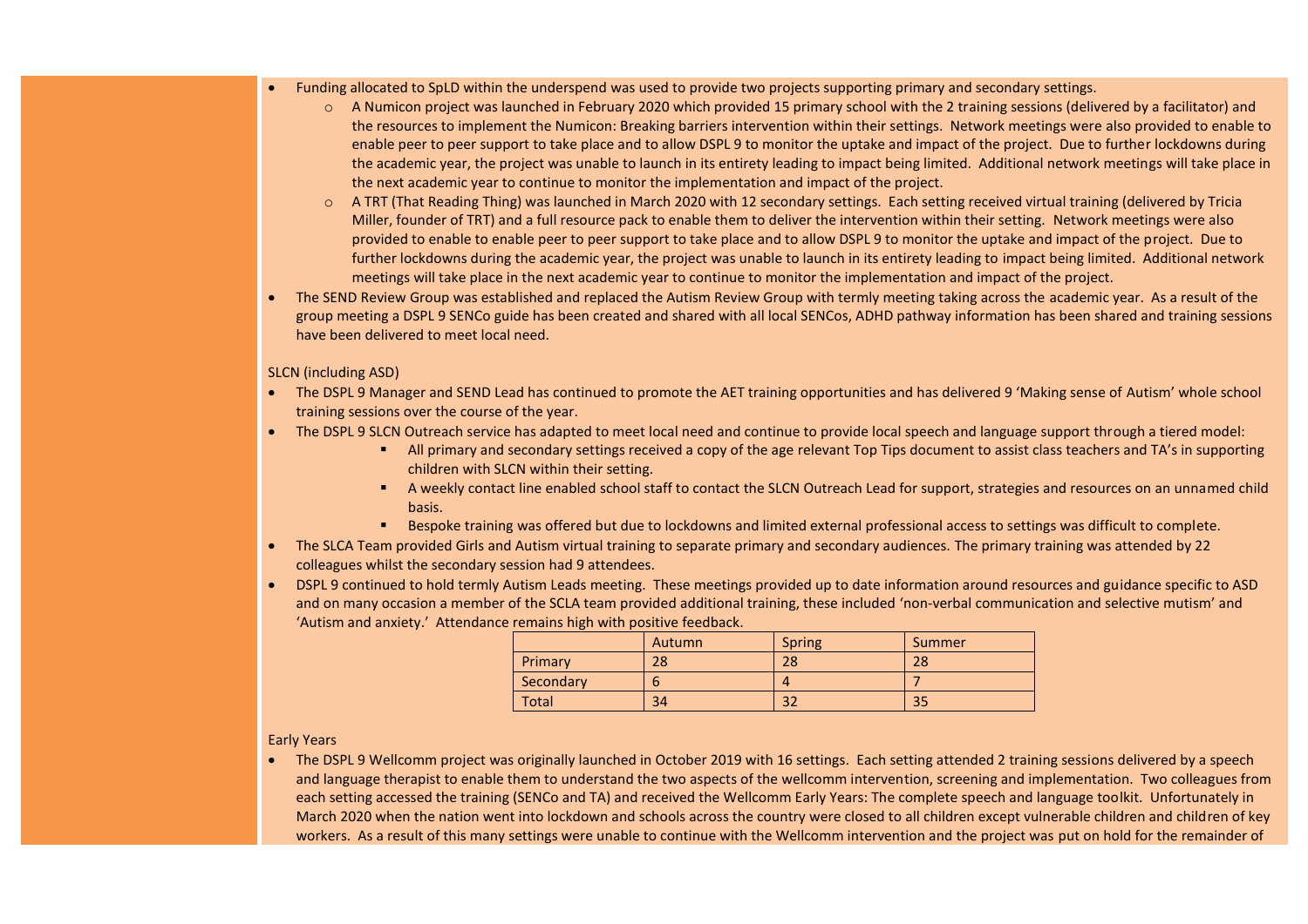- Funding allocated to SpLD within the underspend was used to provide two projects supporting primary and secondary settings.
  - A Numicon project was launched in February 2020 which provided 15 primary school with the 2 training sessions (delivered by a facilitator) and the resources to implement the Numicon: Breaking barriers intervention within their settings. Network meetings were also provided to enable to enable peer to peer support to take place and to allow DSPL 9 to monitor the uptake and impact of the project. Due to further lockdowns during the academic year, the project was unable to launch in its entirety leading to impact being limited. Additional network meetings will take place in the next academic year to continue to monitor the implementation and impact of the project.
  - A TRT (That Reading Thing) was launched in March 2020 with 12 secondary settings. Each setting received virtual training (delivered by Tricia Miller, founder of TRT) and a full resource pack to enable them to deliver the intervention within their setting. Network meetings were also provided to enable to enable peer to peer support to take place and to allow DSPL 9 to monitor the uptake and impact of the project. Due to further lockdowns during the academic year, the project was unable to launch in its entirety leading to impact being limited. Additional network meetings will take place in the next academic year to continue to monitor the implementation and impact of the project.
- The SEND Review Group was established and replaced the Autism Review Group with termly meeting taking across the academic year. As a result of the group meeting a DSPL 9 SENCo guide has been created and shared with all local SENCos, ADHD pathway information has been shared and training sessions have been delivered to meet local need.

SLCN (including ASD)

- The DSPL 9 Manager and SEND Lead has continued to promote the AET training opportunities and has delivered 9 'Making sense of Autism' whole school training sessions over the course of the year.
- The DSPL 9 SLCN Outreach service has adapted to meet local need and continue to provide local speech and language support through a tiered model:
  - All primary and secondary settings received a copy of the age relevant Top Tips document to assist class teachers and TA's in supporting children with SLCN within their setting.
  - A weekly contact line enabled school staff to contact the SLCN Outreach Lead for support, strategies and resources on an unnamed child basis.
  - Bespoke training was offered but due to lockdowns and limited external professional access to settings was difficult to complete.
- The SLCA Team provided Girls and Autism virtual training to separate primary and secondary audiences. The primary training was attended by 22 colleagues whilst the secondary session had 9 attendees.
- DSPL 9 continued to hold termly Autism Leads meeting. These meetings provided up to date information around resources and guidance specific to ASD and on many occasion a member of the SCLA team provided additional training, these included 'non-verbal communication and selective mutism' and 'Autism and anxiety.' Attendance remains high with positive feedback.

| | Autumn | Spring | Summer |
|---|---|---|---|
| Primary | 28 | 28 | 28 |
| Secondary | 6 | 4 | 7 |
| Total | 34 | 32 | 35 |

Early Years

- The DSPL 9 Wellcomm project was originally launched in October 2019 with 16 settings. Each setting attended 2 training sessions delivered by a speech and language therapist to enable them to understand the two aspects of the wellcomm intervention, screening and implementation. Two colleagues from each setting accessed the training (SENCo and TA) and received the Wellcomm Early Years: The complete speech and language toolkit. Unfortunately in March 2020 when the nation went into lockdown and schools across the country were closed to all children except vulnerable children and children of key workers. As a result of this many settings were unable to continue with the Wellcomm intervention and the project was put on hold for the remainder of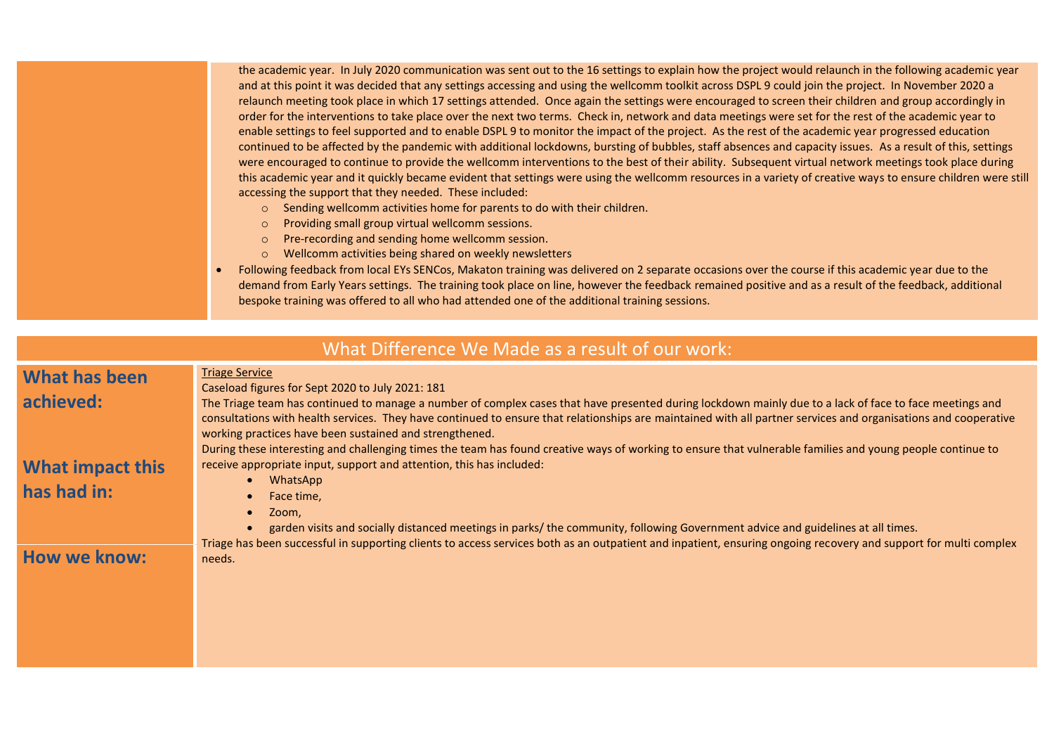the academic year. In July 2020 communication was sent out to the 16 settings to explain how the project would relaunch in the following academic year and at this point it was decided that any settings accessing and using the wellcomm toolkit across DSPL 9 could join the project. In November 2020 a relaunch meeting took place in which 17 settings attended. Once again the settings were encouraged to screen their children and group accordingly in order for the interventions to take place over the next two terms. Check in, network and data meetings were set for the rest of the academic year to enable settings to feel supported and to enable DSPL 9 to monitor the impact of the project. As the rest of the academic year progressed education continued to be affected by the pandemic with additional lockdowns, bursting of bubbles, staff absences and capacity issues. As a result of this, settings were encouraged to continue to provide the wellcomm interventions to the best of their ability. Subsequent virtual network meetings took place during this academic year and it quickly became evident that settings were using the wellcomm resources in a variety of creative ways to ensure children were still accessing the support that they needed. These included:

- Sending wellcomm activities home for parents to do with their children.
- Providing small group virtual wellcomm sessions.
- Pre-recording and sending home wellcomm session.
- Wellcomm activities being shared on weekly newsletters

- Following feedback from local EYs SENCos, Makaton training was delivered on 2 separate occasions over the course if this academic year due to the demand from Early Years settings. The training took place on line, however the feedback remained positive and as a result of the feedback, additional bespoke training was offered to all who had attended one of the additional training sessions.

## What Difference We Made as a result of our work:

**What has been achieved:**

**What impact this has had in:**

**How we know:**

<u>Triage Service</u>

Caseload figures for Sept 2020 to July 2021: 181

The Triage team has continued to manage a number of complex cases that have presented during lockdown mainly due to a lack of face to face meetings and consultations with health services. They have continued to ensure that relationships are maintained with all partner services and organisations and cooperative working practices have been sustained and strengthened.

During these interesting and challenging times the team has found creative ways of working to ensure that vulnerable families and young people continue to receive appropriate input, support and attention, this has included:

- WhatsApp
- Face time,
- Zoom,
- garden visits and socially distanced meetings in parks/ the community, following Government advice and guidelines at all times.

Triage has been successful in supporting clients to access services both as an outpatient and inpatient, ensuring ongoing recovery and support for multi complex needs.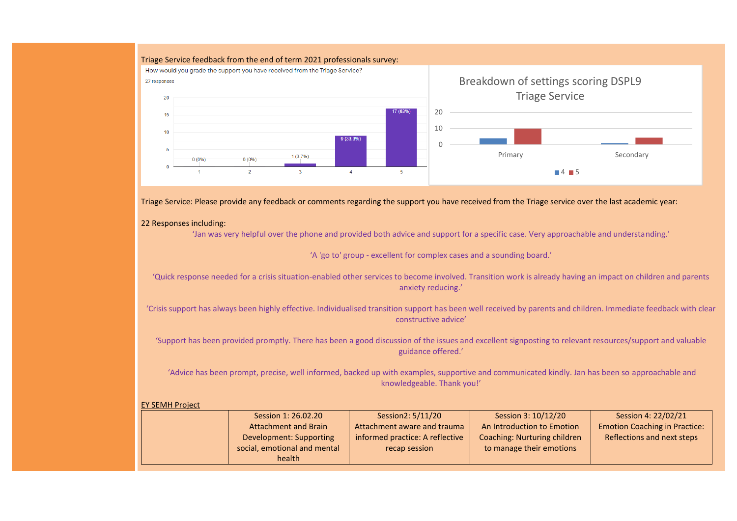Triage Service feedback from the end of term 2021 professionals survey:

How would you grade the support you have received from the Triage Service?

27 responses

| Grade | Responses |
|---|---|
| 1 | 0 (0%) |
| 2 | 0 (0%) |
| 3 | 1 (3.7%) |
| 4 | 9 (33.3%) |
| 5 | 17 (63%) |

Breakdown of settings scoring DSPL9 Triage Service

Primary, Secondary — 4, 5

Triage Service: Please provide any feedback or comments regarding the support you have received from the Triage service over the last academic year:

22 Responses including:

'Jan was very helpful over the phone and provided both advice and support for a specific case. Very approachable and understanding.'

'A 'go to' group - excellent for complex cases and a sounding board.'

'Quick response needed for a crisis situation-enabled other services to become involved. Transition work is already having an impact on children and parents anxiety reducing.'

'Crisis support has always been highly effective. Individualised transition support has been well received by parents and children. Immediate feedback with clear constructive advice'

'Support has been provided promptly. There has been a good discussion of the issues and excellent signposting to relevant resources/support and valuable guidance offered.'

'Advice has been prompt, precise, well informed, backed up with examples, supportive and communicated kindly. Jan has been so approachable and knowledgeable. Thank you!'

EY SEMH Project

| | Session 1: 26.02.20 Attachment and Brain Development: Supporting social, emotional and mental health | Session2: 5/11/20 Attachment aware and trauma informed practice: A reflective recap session | Session 3: 10/12/20 An Introduction to Emotion Coaching: Nurturing children to manage their emotions | Session 4: 22/02/21 Emotion Coaching in Practice: Reflections and next steps |
|---|---|---|---|---|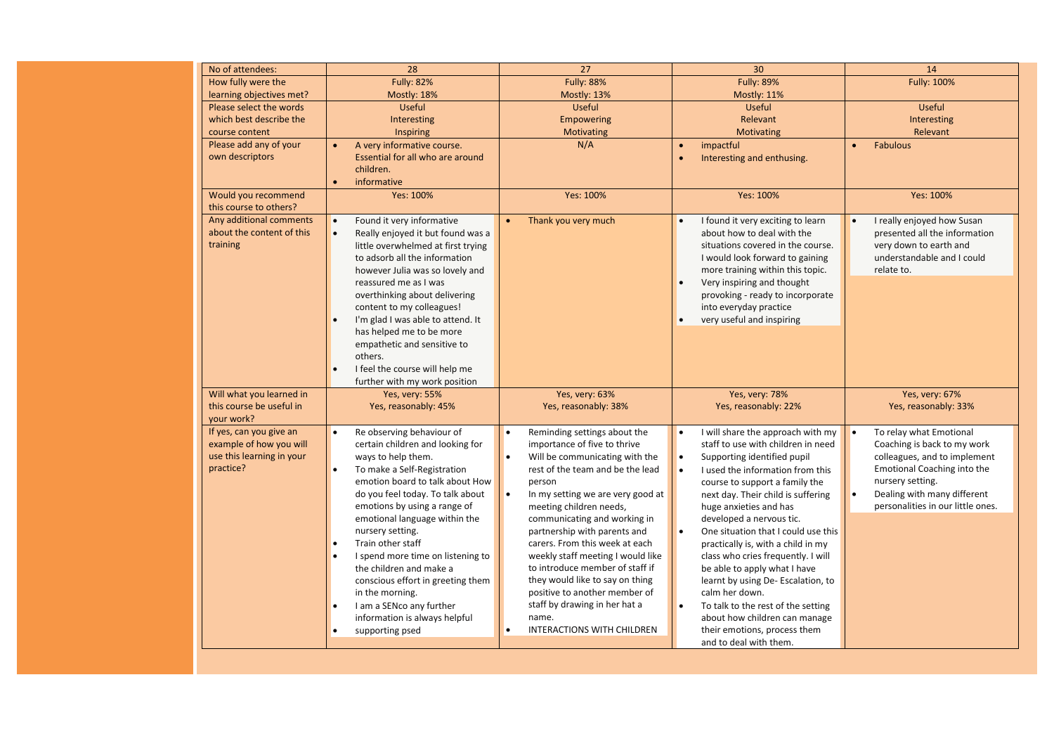| No of attendees: | 28 | 27 | 30 | 14 |
|---|---|---|---|---|
| How fully were the learning objectives met? | Fully: 82%<br>Mostly: 18% | Fully: 88%<br>Mostly: 13% | Fully: 89%<br>Mostly: 11% | Fully: 100% |
| Please select the words which best describe the course content | Useful<br>Interesting<br>Inspiring | Useful<br>Empowering<br>Motivating | Useful<br>Relevant<br>Motivating | Useful<br>Interesting<br>Relevant |
| Please add any of your own descriptors | • A very informative course. Essential for all who are around children.<br>• informative | N/A | • impactful<br>• Interesting and enthusing. | • Fabulous |
| Would you recommend this course to others? | Yes: 100% | Yes: 100% | Yes: 100% | Yes: 100% |
| Any additional comments about the content of this training | • Found it very informative<br>• Really enjoyed it but found was a little overwhelmed at first trying to adsorb all the information however Julia was so lovely and reassured me as I was overthinking about delivering content to my colleagues!<br>• I'm glad I was able to attend. It has helped me to be more empathetic and sensitive to others.<br>• I feel the course will help me further with my work position | • Thank you very much | • I found it very exciting to learn about how to deal with the situations covered in the course. I would look forward to gaining more training within this topic.<br>• Very inspiring and thought provoking - ready to incorporate into everyday practice<br>• very useful and inspiring | • I really enjoyed how Susan presented all the information very down to earth and understandable and I could relate to. |
| Will what you learned in this course be useful in your work? | Yes, very: 55%<br>Yes, reasonably: 45% | Yes, very: 63%<br>Yes, reasonably: 38% | Yes, very: 78%<br>Yes, reasonably: 22% | Yes, very: 67%<br>Yes, reasonably: 33% |
| If yes, can you give an example of how you will use this learning in your practice? | • Re observing behaviour of certain children and looking for ways to help them.<br>• To make a Self-Registration emotion board to talk about How do you feel today. To talk about emotions by using a range of emotional language within the nursery setting.<br>• Train other staff<br>• I spend more time on listening to the children and make a conscious effort in greeting them in the morning.<br>• I am a SENco any further information is always helpful<br>• supporting psed | • Reminding settings about the importance of five to thrive<br>• Will be communicating with the rest of the team and be the lead person<br>• In my setting we are very good at meeting children needs, communicating and working in partnership with parents and carers. From this week at each weekly staff meeting I would like to introduce member of staff if they would like to say on thing positive to another member of staff by drawing in her hat a name.<br>• INTERACTIONS WITH CHILDREN | • I will share the approach with my staff to use with children in need<br>• Supporting identified pupil<br>• I used the information from this course to support a family the next day. Their child is suffering huge anxieties and has developed a nervous tic.<br>• One situation that I could use this practically is, with a child in my class who cries frequently. I will be able to apply what I have learnt by using De- Escalation, to calm her down.<br>• To talk to the rest of the setting about how children can manage their emotions, process them and to deal with them. | • To relay what Emotional Coaching is back to my work colleagues, and to implement Emotional Coaching into the nursery setting.<br>• Dealing with many different personalities in our little ones. |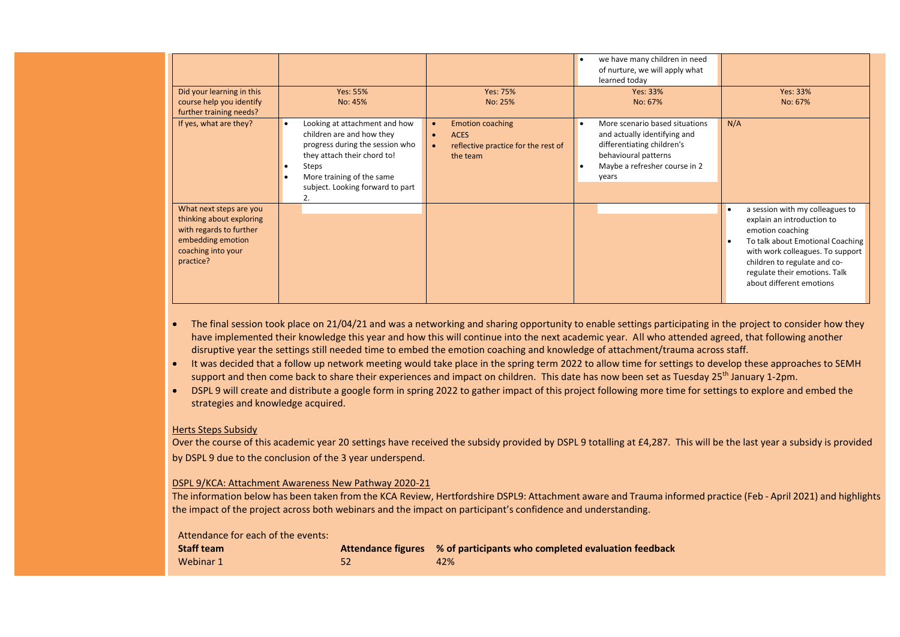| | | | | |
|---|---|---|---|---|
| | | | • we have many children in need of nurture, we will apply what learned today | |
| Did your learning in this course help you identify further training needs? | Yes: 55%<br>No: 45% | Yes: 75%<br>No: 25% | Yes: 33%<br>No: 67% | Yes: 33%<br>No: 67% |
| If yes, what are they? | • Looking at attachment and how children are and how they progress during the session who they attach their chord to!<br>• Steps<br>• More training of the same subject. Looking forward to part 2. | • Emotion coaching<br>• ACES<br>• reflective practice for the rest of the team | • More scenario based situations and actually identifying and differentiating children's behavioural patterns<br>• Maybe a refresher course in 2 years | N/A |
| What next steps are you thinking about exploring with regards to further embedding emotion coaching into your practice? | | | | • a session with my colleagues to explain an introduction to emotion coaching<br>• To talk about Emotional Coaching with work colleagues. To support children to regulate and co-regulate their emotions. Talk about different emotions |

- The final session took place on 21/04/21 and was a networking and sharing opportunity to enable settings participating in the project to consider how they have implemented their knowledge this year and how this will continue into the next academic year. All who attended agreed, that following another disruptive year the settings still needed time to embed the emotion coaching and knowledge of attachment/trauma across staff.
- It was decided that a follow up network meeting would take place in the spring term 2022 to allow time for settings to develop these approaches to SEMH support and then come back to share their experiences and impact on children. This date has now been set as Tuesday 25th January 1-2pm.
- DSPL 9 will create and distribute a google form in spring 2022 to gather impact of this project following more time for settings to explore and embed the strategies and knowledge acquired.

<u>Herts Steps Subsidy</u>

Over the course of this academic year 20 settings have received the subsidy provided by DSPL 9 totalling at £4,287. This will be the last year a subsidy is provided by DSPL 9 due to the conclusion of the 3 year underspend.

<u>DSPL 9/KCA: Attachment Awareness New Pathway 2020-21</u>

The information below has been taken from the KCA Review, Hertfordshire DSPL9: Attachment aware and Trauma informed practice (Feb - April 2021) and highlights the impact of the project across both webinars and the impact on participant's confidence and understanding.

Attendance for each of the events:

| Staff team | Attendance figures | % of participants who completed evaluation feedback |
|---|---|---|
| Webinar 1 | 52 | 42% |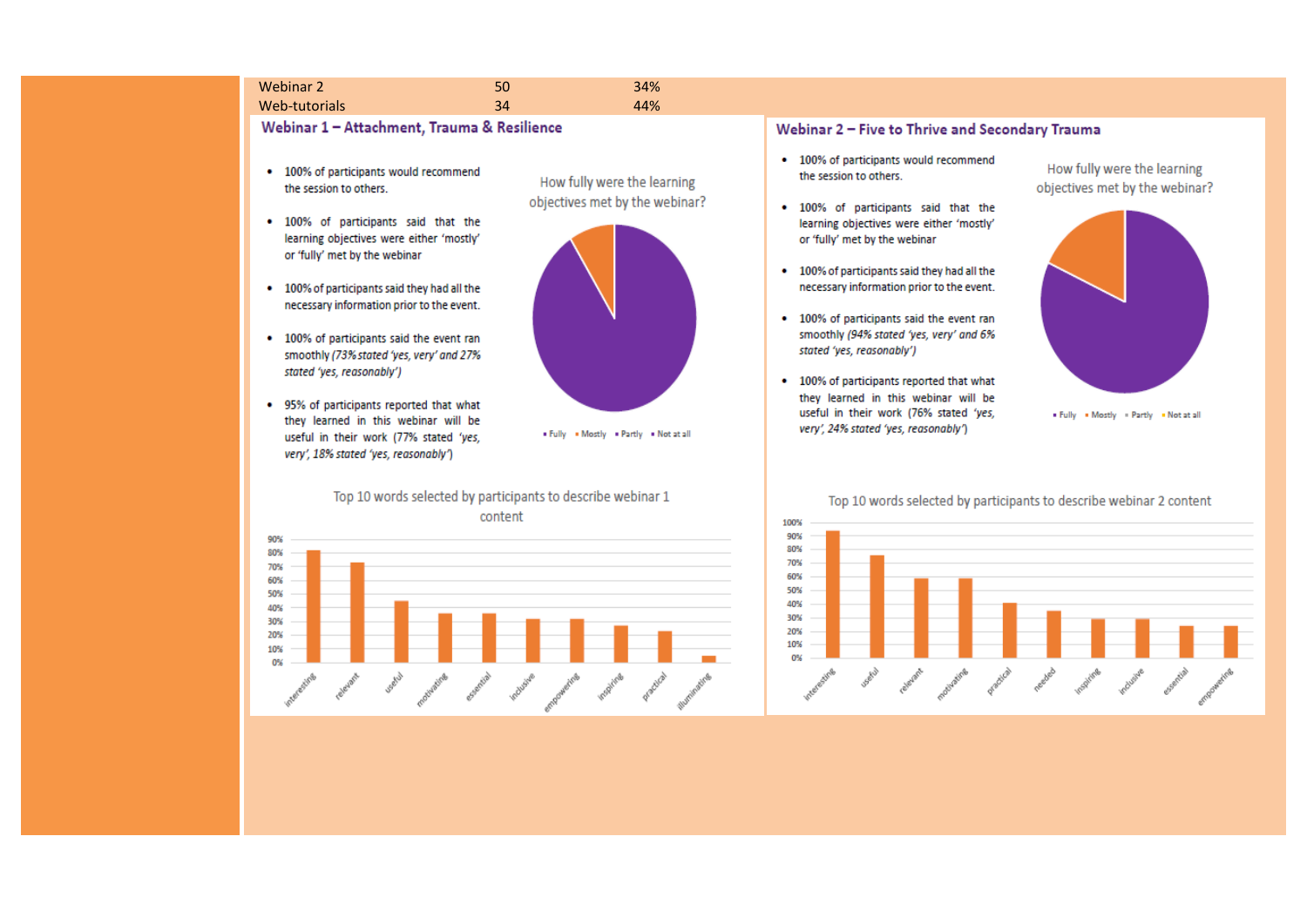| | | |
|---|---|---|
| Webinar 2 | 50 | 34% |
| Web-tutorials | 34 | 44% |

## Webinar 1 – Attachment, Trauma & Resilience

- 100% of participants would recommend the session to others.
- 100% of participants said that the learning objectives were either 'mostly' or 'fully' met by the webinar
- 100% of participants said they had all the necessary information prior to the event.
- 100% of participants said the event ran smoothly *(73% stated 'yes, very' and 27% stated 'yes, reasonably')*
- 95% of participants reported that what they learned in this webinar will be useful in their work (77% stated *'yes, very', 18% stated 'yes, reasonably')*

How fully were the learning objectives met by the webinar?

Fully • Mostly • Partly • Not at all

Top 10 words selected by participants to describe webinar 1 content

interesting, relevant, useful, motivating, essential, inclusive, empowering, inspiring, practical, illuminating

## Webinar 2 – Five to Thrive and Secondary Trauma

- 100% of participants would recommend the session to others.
- 100% of participants said that the learning objectives were either 'mostly' or 'fully' met by the webinar
- 100% of participants said they had all the necessary information prior to the event.
- 100% of participants said the event ran smoothly *(94% stated 'yes, very' and 6% stated 'yes, reasonably')*
- 100% of participants reported that what they learned in this webinar will be useful in their work (76% stated *'yes, very', 24% stated 'yes, reasonably')*

How fully were the learning objectives met by the webinar?

Fully • Mostly • Partly • Not at all

Top 10 words selected by participants to describe webinar 2 content

interesting, useful, relevant, motivating, practical, needed, inspiring, inclusive, essential, empowering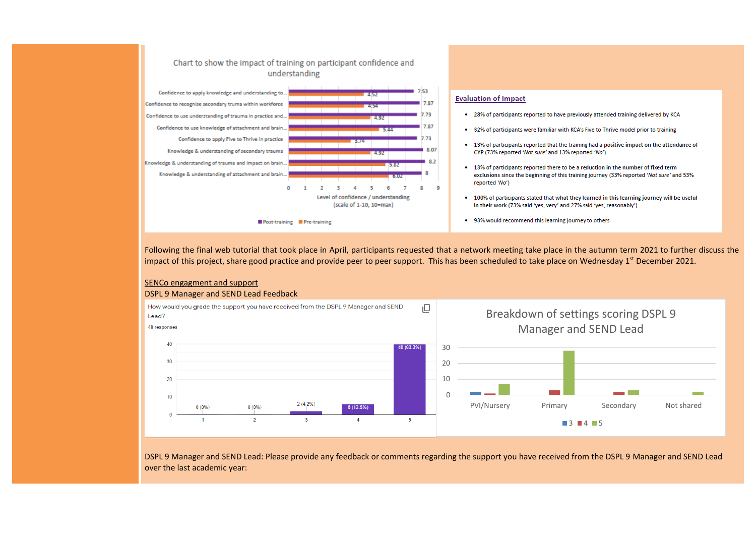**Chart to show the impact of training on participant confidence and understanding**

| Item | Post-training | Pre-training |
| --- | --- | --- |
| Confidence to apply knowledge and understanding to... | 7.53 | 4.52 |
| Confidence to recognise secondary truma within workforce | 7.87 | 4.54 |
| Confidence to use understanding of trauma in practice and... | 7.73 | 4.92 |
| Confidence to use knowledge of attachment and brain... | 7.87 | 5.44 |
| Confidence to apply Five to Thrive in practice | 7.73 | 3.74 |
| Knowledge & understanding of secondary trauma | 8.07 | 4.92 |
| Knowledge & understanding of trauma and impact on brain... | 8.2 | 5.82 |
| Knowledge & understanding of attachment and brain... | 8 | 6.02 |

Level of confidence / understanding (scale of 1-10, 10=max)

**Evaluation of Impact**

- 28% of participants reported to have previously attended training delivered by KCA
- 32% of participants were familiar with KCA's Five to Thrive model prior to training
- 13% of participants reported that the training had a positive impact on the attendance of CYP (73% reported *'Not sure'* and 13% reported *'No'*)
- 13% of participants reported there to be a reduction in the number of fixed term exclusions since the beginning of this training journey (33% reported *'Not sure'* and 53% reported *'No'*)
- 100% of participants stated that what they learned in this learning journey will be useful in their work (73% said 'yes, very' and 27% said 'yes, reasonably')
- 93% would recommend this learning journey to others

Following the final web tutorial that took place in April, participants requested that a network meeting take place in the autumn term 2021 to further discuss the impact of this project, share good practice and provide peer to peer support. This has been scheduled to take place on Wednesday 1st December 2021.

SENCo engagment and support

DSPL 9 Manager and SEND Lead Feedback

How would you grade the support you have received from the DSPL 9 Manager and SEND Lead?

48 responses

| Grade | Responses |
| --- | --- |
| 1 | 0 (0%) |
| 2 | 0 (0%) |
| 3 | 2 (4.2%) |
| 4 | 6 (12.5%) |
| 5 | 40 (83.3%) |

**Breakdown of settings scoring DSPL 9 Manager and SEND Lead**

PVI/Nursery, Primary, Secondary, Not shared (scores 3, 4, 5)

DSPL 9 Manager and SEND Lead: Please provide any feedback or comments regarding the support you have received from the DSPL 9 Manager and SEND Lead over the last academic year: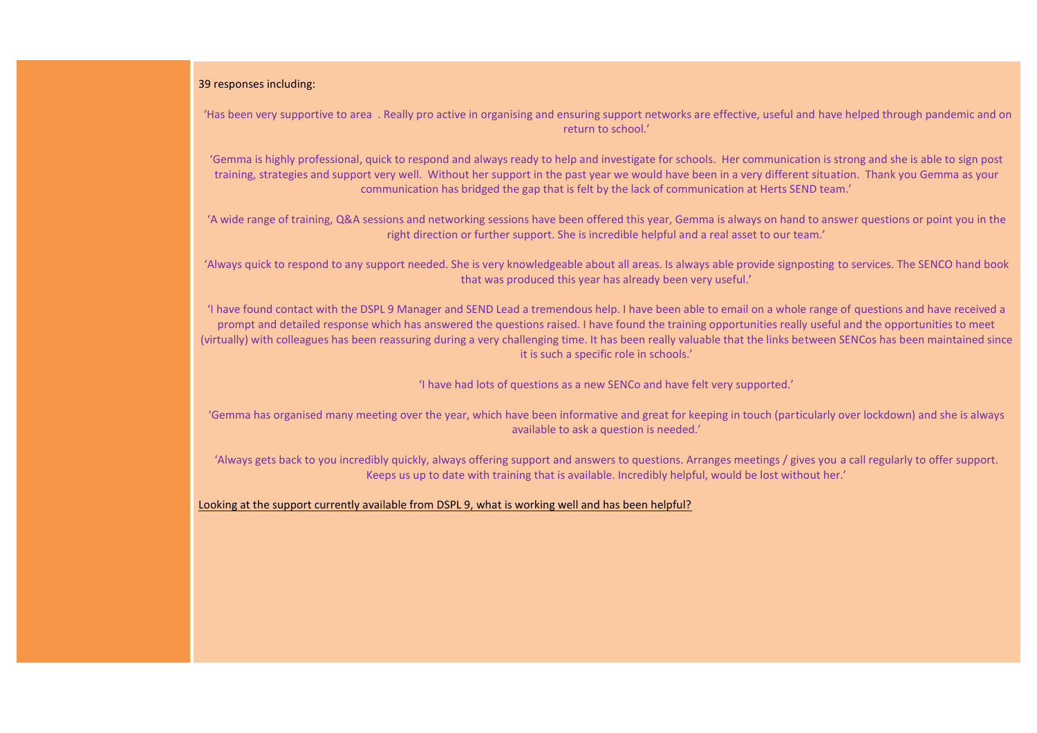39 responses including:

'Has been very supportive to area . Really pro active in organising and ensuring support networks are effective, useful and have helped through pandemic and on return to school.'

'Gemma is highly professional, quick to respond and always ready to help and investigate for schools. Her communication is strong and she is able to sign post training, strategies and support very well. Without her support in the past year we would have been in a very different situation. Thank you Gemma as your communication has bridged the gap that is felt by the lack of communication at Herts SEND team.'

'A wide range of training, Q&A sessions and networking sessions have been offered this year, Gemma is always on hand to answer questions or point you in the right direction or further support. She is incredible helpful and a real asset to our team.'

'Always quick to respond to any support needed. She is very knowledgeable about all areas. Is always able provide signposting to services. The SENCO hand book that was produced this year has already been very useful.'

'I have found contact with the DSPL 9 Manager and SEND Lead a tremendous help. I have been able to email on a whole range of questions and have received a prompt and detailed response which has answered the questions raised. I have found the training opportunities really useful and the opportunities to meet (virtually) with colleagues has been reassuring during a very challenging time. It has been really valuable that the links between SENCos has been maintained since it is such a specific role in schools.'

'I have had lots of questions as a new SENCo and have felt very supported.'

'Gemma has organised many meeting over the year, which have been informative and great for keeping in touch (particularly over lockdown) and she is always available to ask a question is needed.'

'Always gets back to you incredibly quickly, always offering support and answers to questions. Arranges meetings / gives you a call regularly to offer support. Keeps us up to date with training that is available. Incredibly helpful, would be lost without her.'

Looking at the support currently available from DSPL 9, what is working well and has been helpful?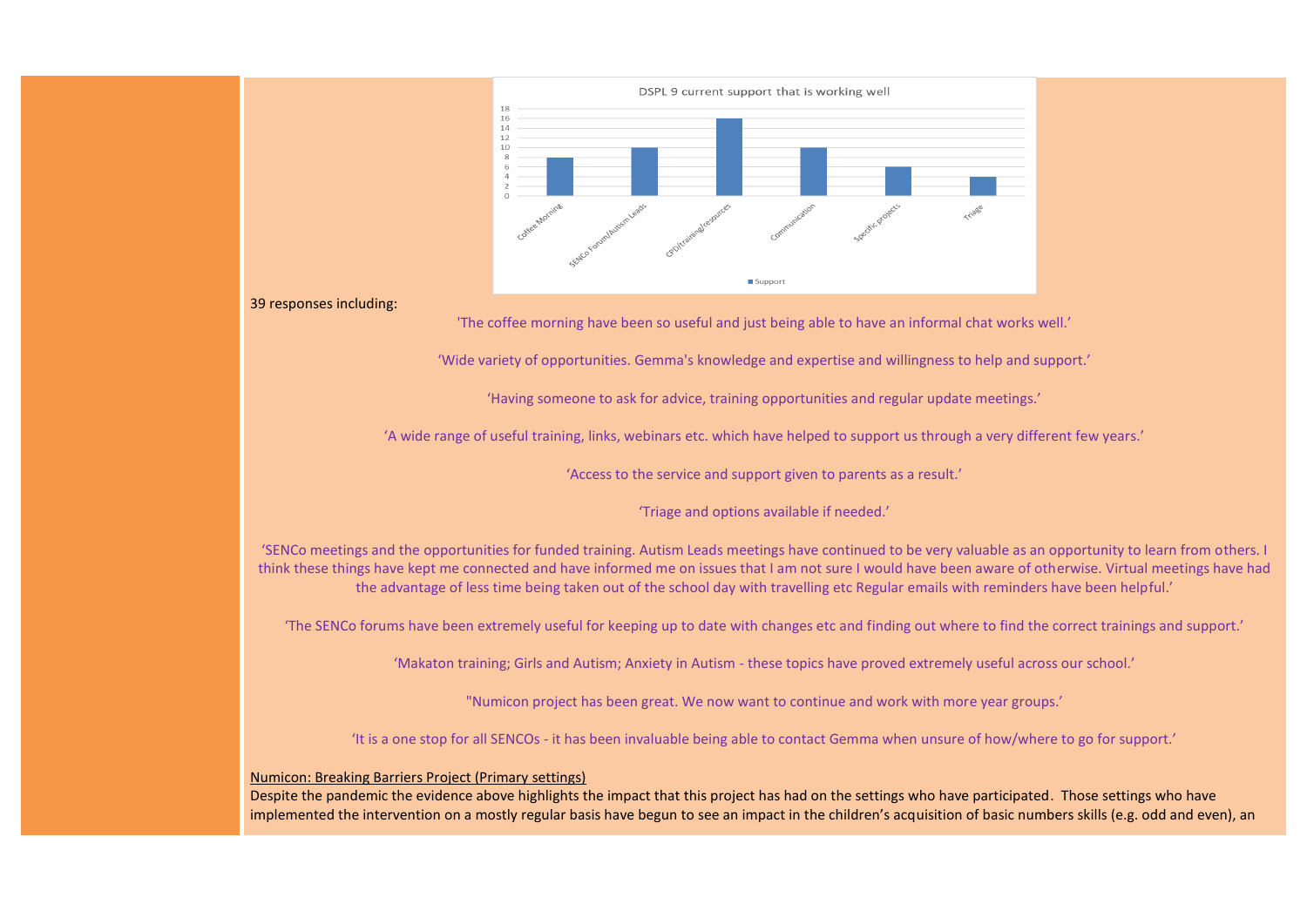DSPL 9 current support that is working well

| Support | Value |
| --- | --- |
| Coffee Morning | 8 |
| SENCo Forum/Autism Leads | 10 |
| CPD/training/resources | 16 |
| Communication | 10 |
| Specific projects | 6 |
| Triage | 4 |

39 responses including:

'The coffee morning have been so useful and just being able to have an informal chat works well.'

'Wide variety of opportunities. Gemma's knowledge and expertise and willingness to help and support.'

'Having someone to ask for advice, training opportunities and regular update meetings.'

'A wide range of useful training, links, webinars etc. which have helped to support us through a very different few years.'

'Access to the service and support given to parents as a result.'

'Triage and options available if needed.'

'SENCo meetings and the opportunities for funded training. Autism Leads meetings have continued to be very valuable as an opportunity to learn from others. I think these things have kept me connected and have informed me on issues that I am not sure I would have been aware of otherwise. Virtual meetings have had the advantage of less time being taken out of the school day with travelling etc Regular emails with reminders have been helpful.'

'The SENCo forums have been extremely useful for keeping up to date with changes etc and finding out where to find the correct trainings and support.'

'Makaton training; Girls and Autism; Anxiety in Autism - these topics have proved extremely useful across our school.'

"Numicon project has been great. We now want to continue and work with more year groups.'

'It is a one stop for all SENCOs - it has been invaluable being able to contact Gemma when unsure of how/where to go for support.'

Numicon: Breaking Barriers Project (Primary settings)

Despite the pandemic the evidence above highlights the impact that this project has had on the settings who have participated. Those settings who have implemented the intervention on a mostly regular basis have begun to see an impact in the children's acquisition of basic numbers skills (e.g. odd and even), an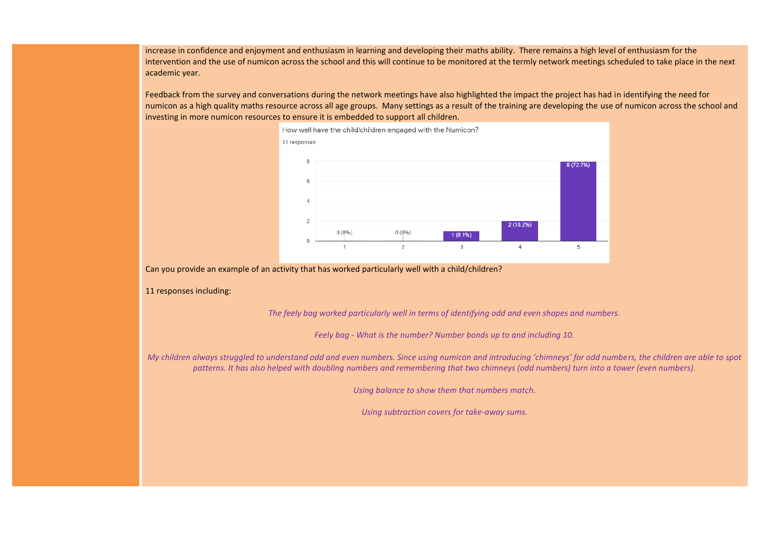increase in confidence and enjoyment and enthusiasm in learning and developing their maths ability. There remains a high level of enthusiasm for the intervention and the use of numicon across the school and this will continue to be monitored at the termly network meetings scheduled to take place in the next academic year.

Feedback from the survey and conversations during the network meetings have also highlighted the impact the project has had in identifying the need for numicon as a high quality maths resource across all age groups. Many settings as a result of the training are developing the use of numicon across the school and investing in more numicon resources to ensure it is embedded to support all children.

How well have the child/children engaged with the Numicon?

11 responses

| Rating | Responses |
|---|---|
| 1 | 0 (0%) |
| 2 | 0 (0%) |
| 3 | 1 (9.1%) |
| 4 | 2 (18.2%) |
| 5 | 8 (72.7%) |

Can you provide an example of an activity that has worked particularly well with a child/children?

11 responses including:

*The feely bag worked particularly well in terms of identifying odd and even shapes and numbers.*

*Feely bag - What is the number? Number bonds up to and including 10.*

*My children always struggled to understand odd and even numbers. Since using numicon and introducing 'chimneys' for odd numbers, the children are able to spot patterns. It has also helped with doubling numbers and remembering that two chimneys (odd numbers) turn into a tower (even numbers).*

*Using balance to show them that numbers match.*

*Using subtraction covers for take-away sums.*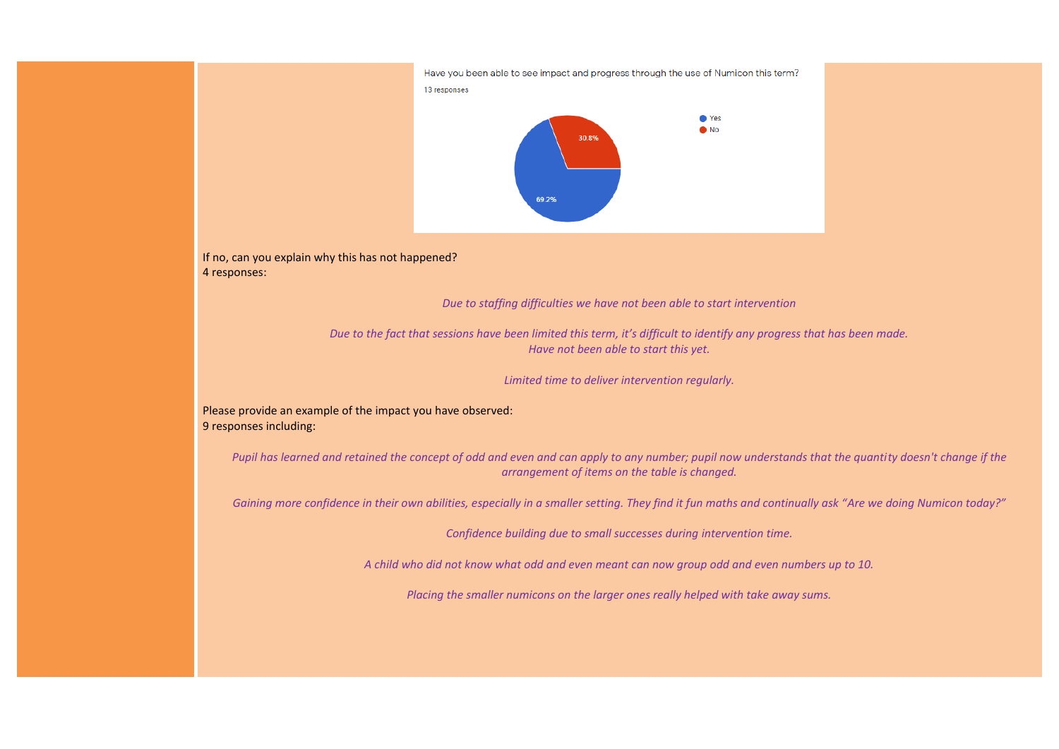Have you been able to see impact and progress through the use of Numicon this term?

13 responses

- Yes: 69.2%
- No: 30.8%

If no, can you explain why this has not happened?
4 responses:

*Due to staffing difficulties we have not been able to start intervention*

*Due to the fact that sessions have been limited this term, it's difficult to identify any progress that has been made.*
*Have not been able to start this yet.*

*Limited time to deliver intervention regularly.*

Please provide an example of the impact you have observed:
9 responses including:

*Pupil has learned and retained the concept of odd and even and can apply to any number; pupil now understands that the quantity doesn't change if the arrangement of items on the table is changed.*

*Gaining more confidence in their own abilities, especially in a smaller setting. They find it fun maths and continually ask "Are we doing Numicon today?"*

*Confidence building due to small successes during intervention time.*

*A child who did not know what odd and even meant can now group odd and even numbers up to 10.*

*Placing the smaller numicons on the larger ones really helped with take away sums.*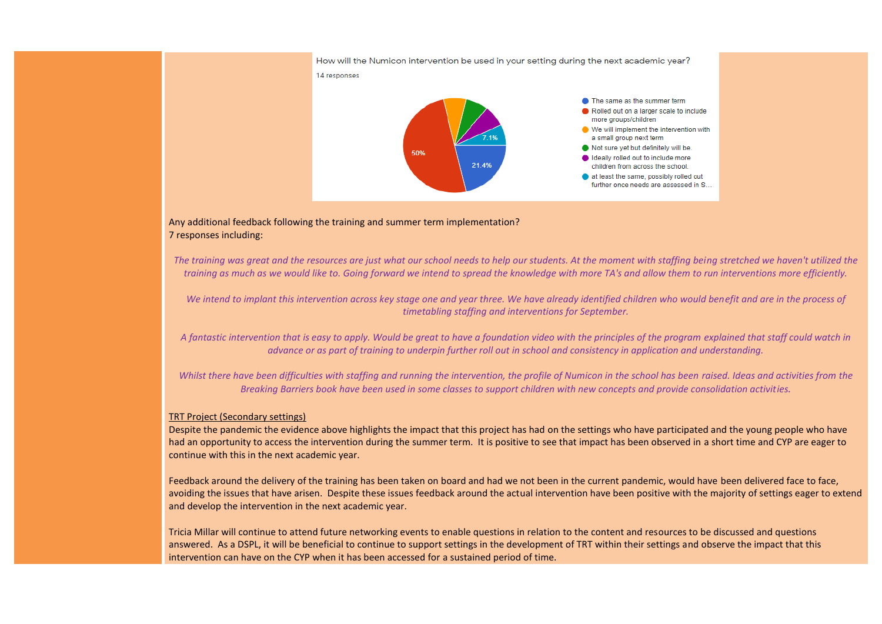How will the Numicon intervention be used in your setting during the next academic year?

14 responses

- The same as the summer term — 21.4%
- Rolled out on a larger scale to include more groups/children — 50%
- We will implement the intervention with a small group next term
- Not sure yet but definitely will be.
- Ideally rolled out to include more children from across the school.
- at least the same, possibly rolled out further once needs are assessed in S… — 7.1%

Any additional feedback following the training and summer term implementation?
7 responses including:

*The training was great and the resources are just what our school needs to help our students. At the moment with staffing being stretched we haven't utilized the training as much as we would like to. Going forward we intend to spread the knowledge with more TA's and allow them to run interventions more efficiently.*

*We intend to implant this intervention across key stage one and year three. We have already identified children who would benefit and are in the process of timetabling staffing and interventions for September.*

*A fantastic intervention that is easy to apply. Would be great to have a foundation video with the principles of the program explained that staff could watch in advance or as part of training to underpin further roll out in school and consistency in application and understanding.*

*Whilst there have been difficulties with staffing and running the intervention, the profile of Numicon in the school has been raised. Ideas and activities from the Breaking Barriers book have been used in some classes to support children with new concepts and provide consolidation activities.*

<u>TRT Project (Secondary settings)</u>
Despite the pandemic the evidence above highlights the impact that this project has had on the settings who have participated and the young people who have had an opportunity to access the intervention during the summer term. It is positive to see that impact has been observed in a short time and CYP are eager to continue with this in the next academic year.

Feedback around the delivery of the training has been taken on board and had we not been in the current pandemic, would have been delivered face to face, avoiding the issues that have arisen. Despite these issues feedback around the actual intervention have been positive with the majority of settings eager to extend and develop the intervention in the next academic year.

Tricia Millar will continue to attend future networking events to enable questions in relation to the content and resources to be discussed and questions answered. As a DSPL, it will be beneficial to continue to support settings in the development of TRT within their settings and observe the impact that this intervention can have on the CYP when it has been accessed for a sustained period of time.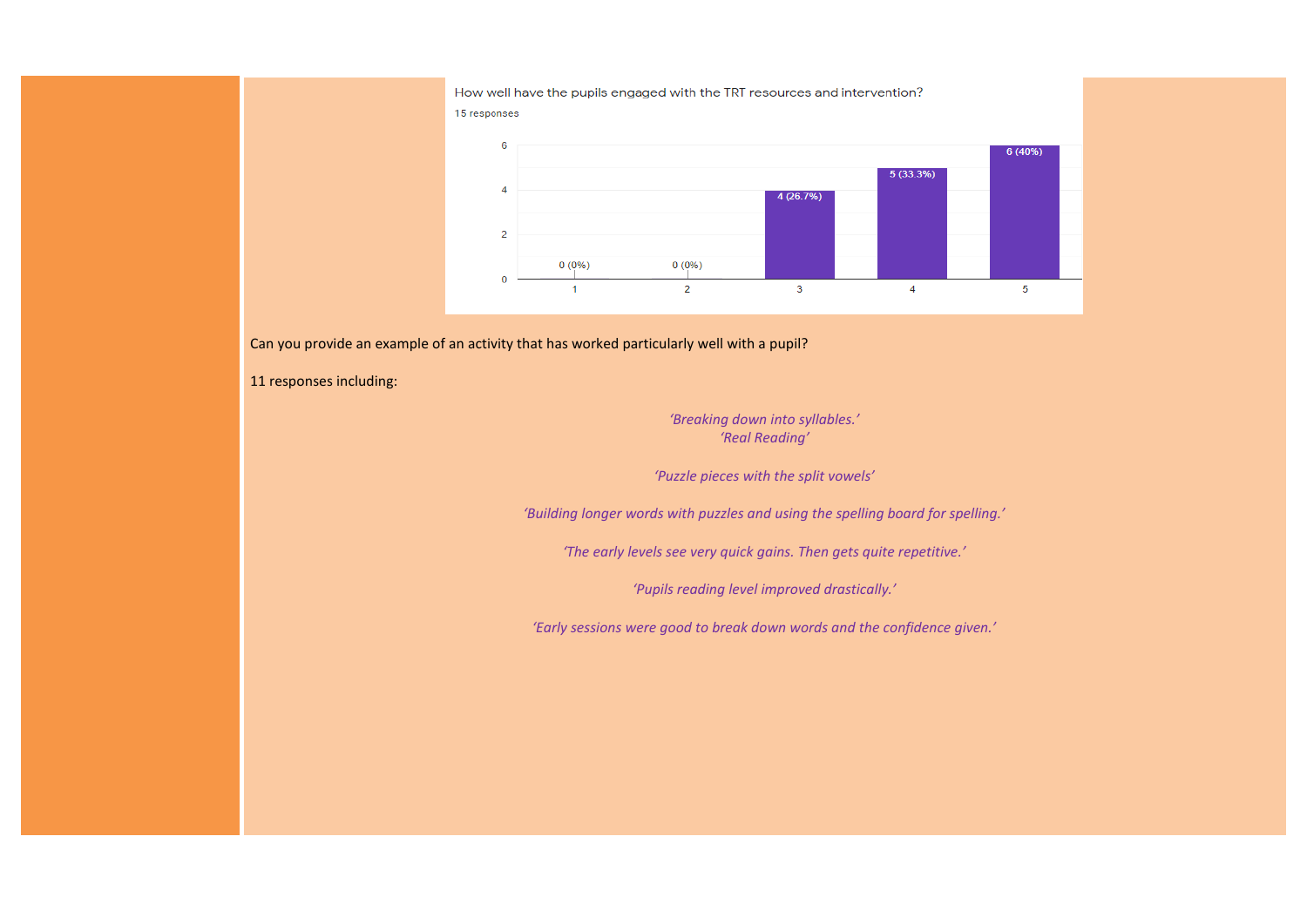How well have the pupils engaged with the TRT resources and intervention?

15 responses

| Rating | Responses |
| --- | --- |
| 1 | 0 (0%) |
| 2 | 0 (0%) |
| 3 | 4 (26.7%) |
| 4 | 5 (33.3%) |
| 5 | 6 (40%) |

Can you provide an example of an activity that has worked particularly well with a pupil?

11 responses including:

*'Breaking down into syllables.'*
*'Real Reading'*

*'Puzzle pieces with the split vowels'*

*'Building longer words with puzzles and using the spelling board for spelling.'*

*'The early levels see very quick gains. Then gets quite repetitive.'*

*'Pupils reading level improved drastically.'*

*'Early sessions were good to break down words and the confidence given.'*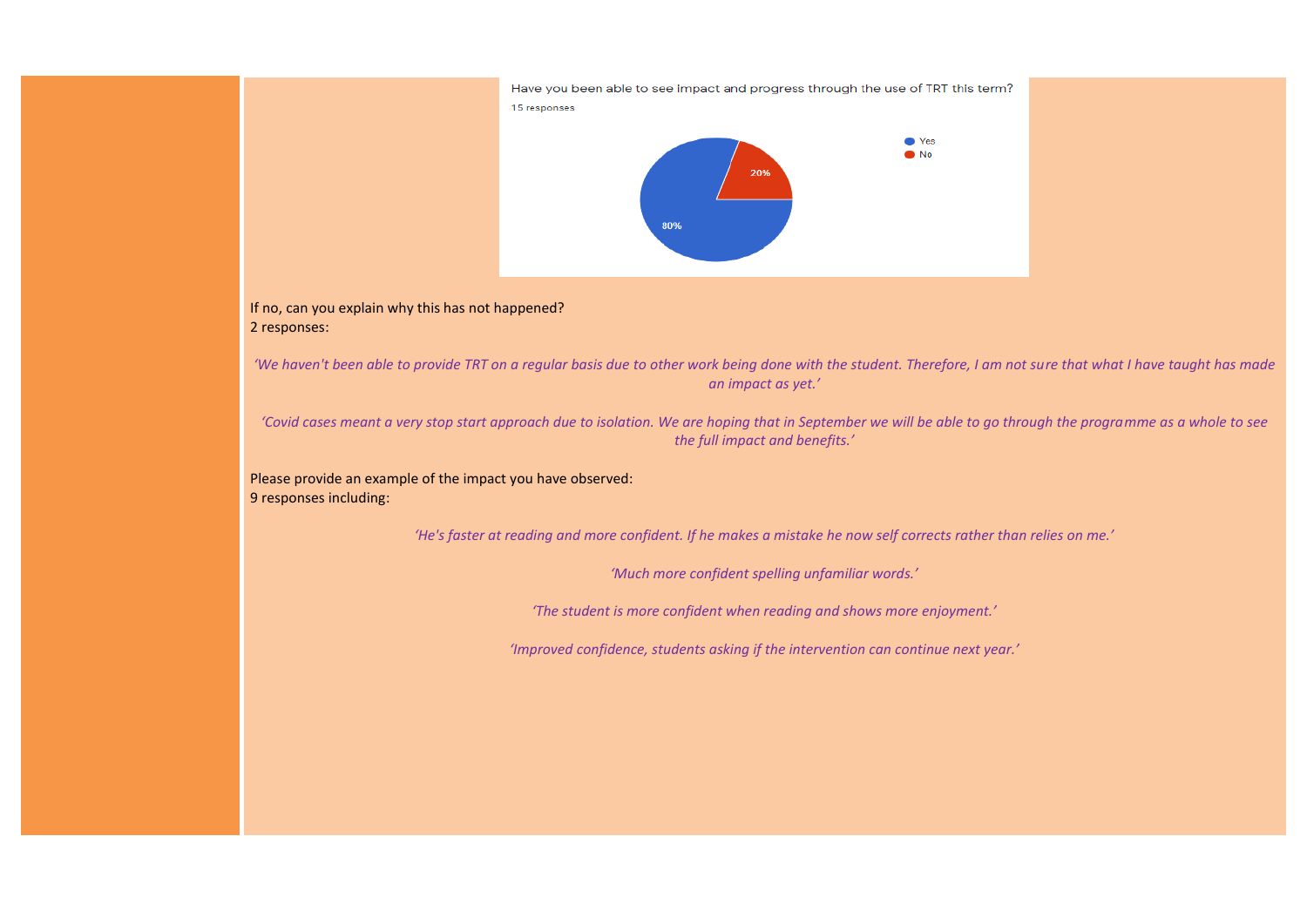Have you been able to see impact and progress through the use of TRT this term?

15 responses

| Response | Percentage |
| --- | --- |
| Yes | 80% |
| No | 20% |

If no, can you explain why this has not happened?
2 responses:

*'We haven't been able to provide TRT on a regular basis due to other work being done with the student. Therefore, I am not sure that what I have taught has made an impact as yet.'*

*'Covid cases meant a very stop start approach due to isolation. We are hoping that in September we will be able to go through the programme as a whole to see the full impact and benefits.'*

Please provide an example of the impact you have observed:
9 responses including:

*'He's faster at reading and more confident. If he makes a mistake he now self corrects rather than relies on me.'*

*'Much more confident spelling unfamiliar words.'*

*'The student is more confident when reading and shows more enjoyment.'*

*'Improved confidence, students asking if the intervention can continue next year.'*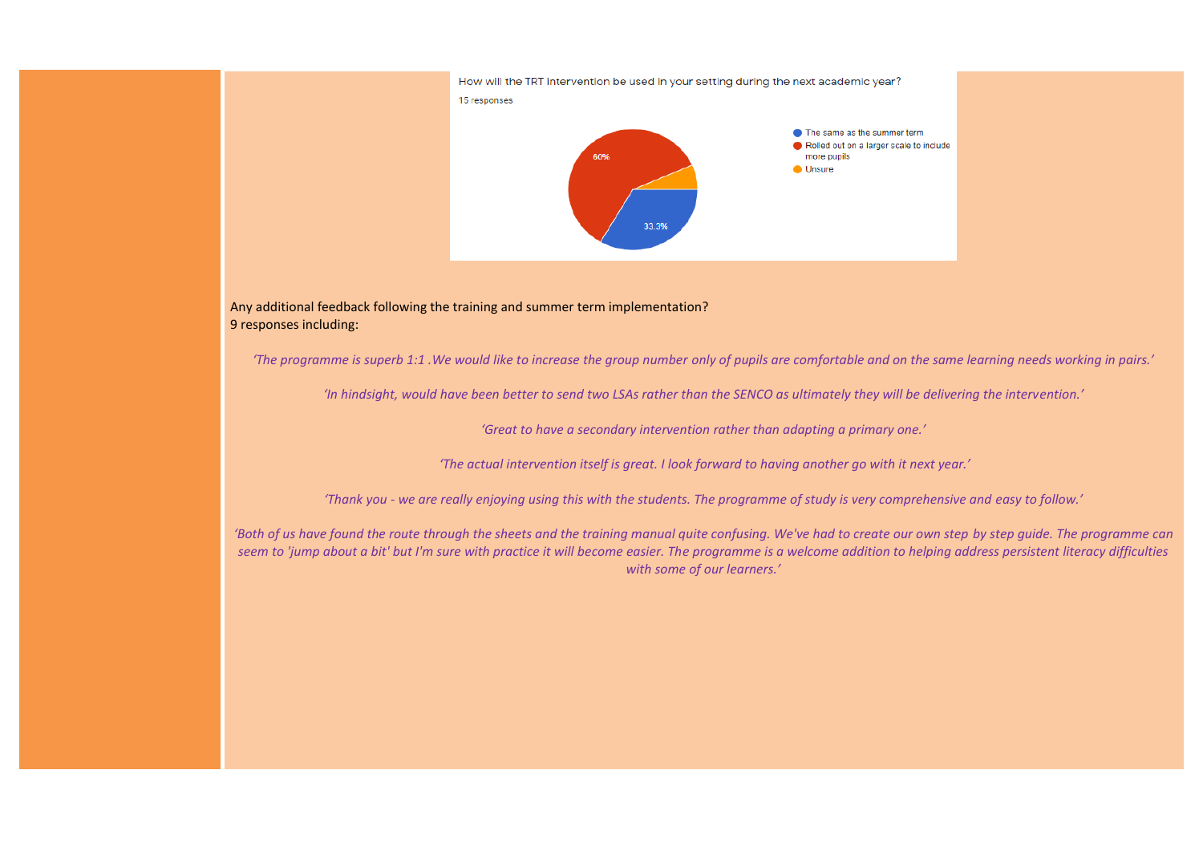How will the TRT intervention be used in your setting during the next academic year?

15 responses

- The same as the summer term: 33.3%
- Rolled out on a larger scale to include more pupils: 60%
- Unsure

Any additional feedback following the training and summer term implementation?
9 responses including:

*'The programme is superb 1:1 .We would like to increase the group number only of pupils are comfortable and on the same learning needs working in pairs.'*

*'In hindsight, would have been better to send two LSAs rather than the SENCO as ultimately they will be delivering the intervention.'*

*'Great to have a secondary intervention rather than adapting a primary one.'*

*'The actual intervention itself is great. I look forward to having another go with it next year.'*

*'Thank you - we are really enjoying using this with the students. The programme of study is very comprehensive and easy to follow.'*

*'Both of us have found the route through the sheets and the training manual quite confusing. We've had to create our own step by step guide. The programme can seem to 'jump about a bit' but I'm sure with practice it will become easier. The programme is a welcome addition to helping address persistent literacy difficulties with some of our learners.'*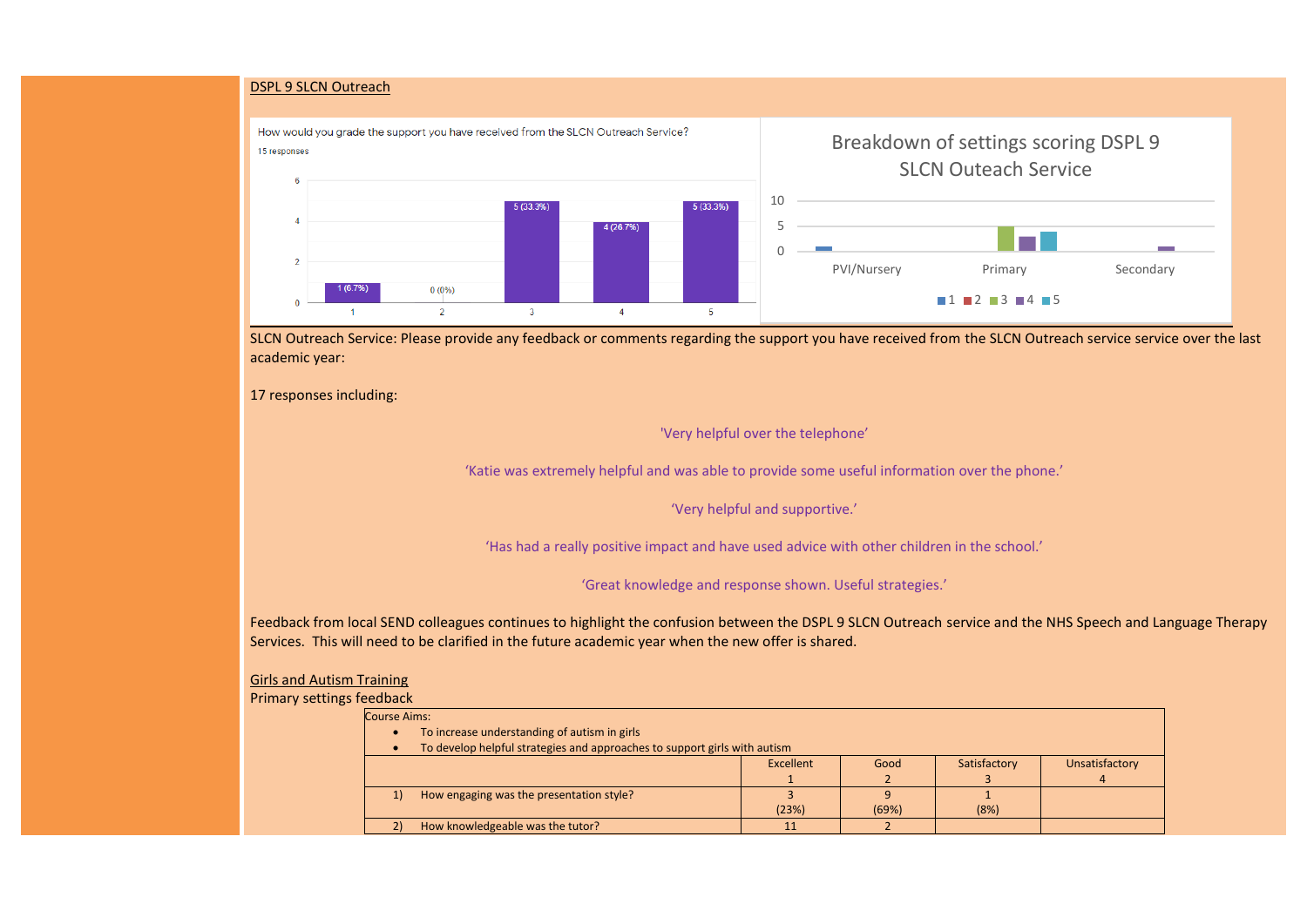DSPL 9 SLCN Outreach

How would you grade the support you have received from the SLCN Outreach Service?
15 responses

| Grade | Responses |
|---|---|
| 1 | 1 (6.7%) |
| 2 | 0 (0%) |
| 3 | 5 (33.3%) |
| 4 | 4 (26.7%) |
| 5 | 5 (33.3%) |

Breakdown of settings scoring DSPL 9 SLCN Outeach Service

PVI/Nursery, Primary, Secondary — 1, 2, 3, 4, 5

SLCN Outreach Service: Please provide any feedback or comments regarding the support you have received from the SLCN Outreach service service over the last academic year:

17 responses including:

'Very helpful over the telephone'

'Katie was extremely helpful and was able to provide some useful information over the phone.'

'Very helpful and supportive.'

'Has had a really positive impact and have used advice with other children in the school.'

'Great knowledge and response shown. Useful strategies.'

Feedback from local SEND colleagues continues to highlight the confusion between the DSPL 9 SLCN Outreach service and the NHS Speech and Language Therapy Services. This will need to be clarified in the future academic year when the new offer is shared.

Girls and Autism Training

Primary settings feedback

Course Aims:

- To increase understanding of autism in girls
- To develop helpful strategies and approaches to support girls with autism

| | Excellent 1 | Good 2 | Satisfactory 3 | Unsatisfactory 4 |
|---|---|---|---|---|
| 1) How engaging was the presentation style? | 3 (23%) | 9 (69%) | 1 (8%) | |
| 2) How knowledgeable was the tutor? | 11 | 2 | | |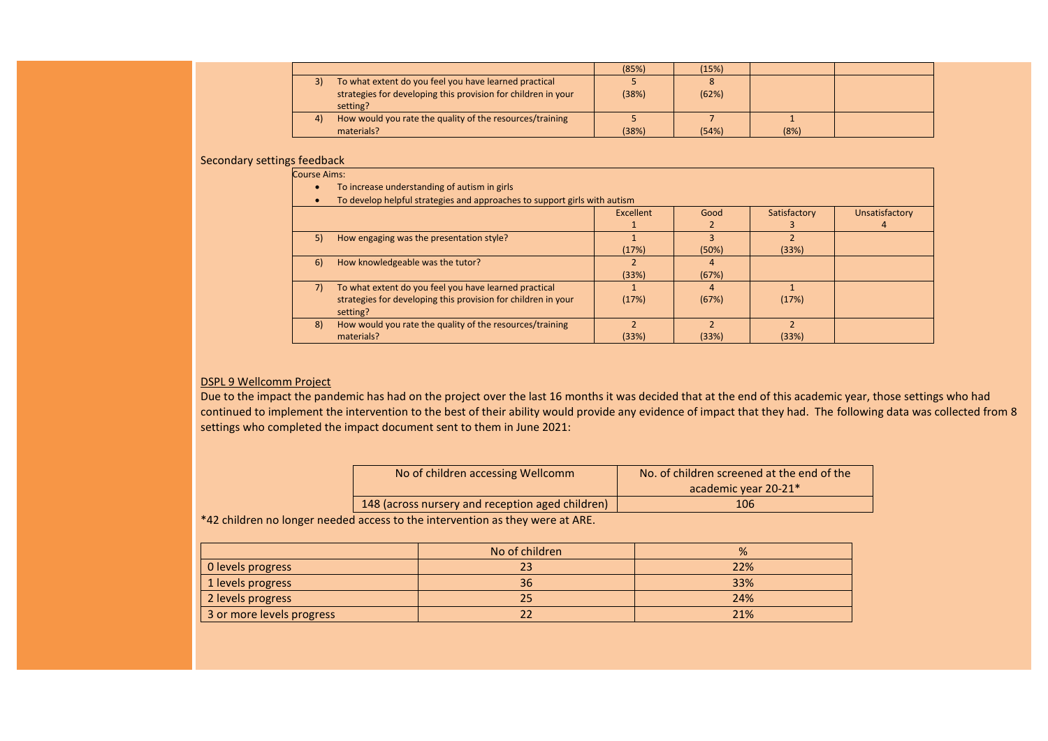| | | | | |
|---|---|---|---|---|
| | (85%) | (15%) | | |
| 3) To what extent do you feel you have learned practical strategies for developing this provision for children in your setting? | 5<br>(38%) | 8<br>(62%) | | |
| 4) How would you rate the quality of the resources/training materials? | 5<br>(38%) | 7<br>(54%) | 1<br>(8%) | |

Secondary settings feedback

Course Aims:

- To increase understanding of autism in girls
- To develop helpful strategies and approaches to support girls with autism

| | Excellent<br>1 | Good<br>2 | Satisfactory<br>3 | Unsatisfactory<br>4 |
|---|---|---|---|---|
| 5) How engaging was the presentation style? | 1<br>(17%) | 3<br>(50%) | 2<br>(33%) | |
| 6) How knowledgeable was the tutor? | 2<br>(33%) | 4<br>(67%) | | |
| 7) To what extent do you feel you have learned practical strategies for developing this provision for children in your setting? | 1<br>(17%) | 4<br>(67%) | 1<br>(17%) | |
| 8) How would you rate the quality of the resources/training materials? | 2<br>(33%) | 2<br>(33%) | 2<br>(33%) | |

DSPL 9 Wellcomm Project

Due to the impact the pandemic has had on the project over the last 16 months it was decided that at the end of this academic year, those settings who had continued to implement the intervention to the best of their ability would provide any evidence of impact that they had. The following data was collected from 8 settings who completed the impact document sent to them in June 2021:

| No of children accessing Wellcomm | No. of children screened at the end of the academic year 20-21* |
|---|---|
| 148 (across nursery and reception aged children) | 106 |

*42 children no longer needed access to the intervention as they were at ARE.

| | No of children | % |
|---|---|---|
| 0 levels progress | 23 | 22% |
| 1 levels progress | 36 | 33% |
| 2 levels progress | 25 | 24% |
| 3 or more levels progress | 22 | 21% |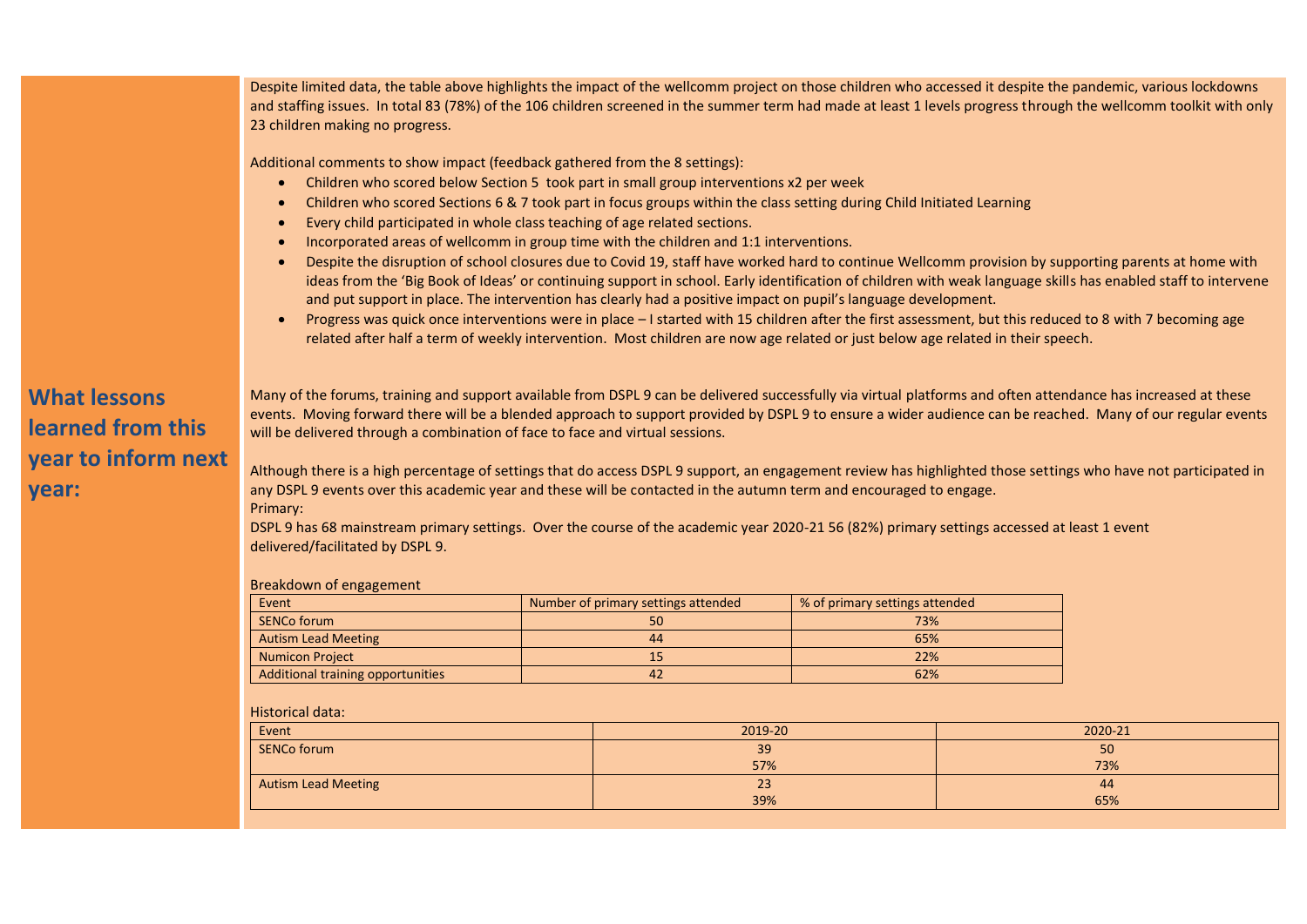Despite limited data, the table above highlights the impact of the wellcomm project on those children who accessed it despite the pandemic, various lockdowns and staffing issues. In total 83 (78%) of the 106 children screened in the summer term had made at least 1 levels progress through the wellcomm toolkit with only 23 children making no progress.

Additional comments to show impact (feedback gathered from the 8 settings):

- Children who scored below Section 5 took part in small group interventions x2 per week
- Children who scored Sections 6 & 7 took part in focus groups within the class setting during Child Initiated Learning
- Every child participated in whole class teaching of age related sections.
- Incorporated areas of wellcomm in group time with the children and 1:1 interventions.
- Despite the disruption of school closures due to Covid 19, staff have worked hard to continue Wellcomm provision by supporting parents at home with ideas from the 'Big Book of Ideas' or continuing support in school. Early identification of children with weak language skills has enabled staff to intervene and put support in place. The intervention has clearly had a positive impact on pupil's language development.
- Progress was quick once interventions were in place – I started with 15 children after the first assessment, but this reduced to 8 with 7 becoming age related after half a term of weekly intervention. Most children are now age related or just below age related in their speech.

## What lessons learned from this year to inform next year:

Many of the forums, training and support available from DSPL 9 can be delivered successfully via virtual platforms and often attendance has increased at these events. Moving forward there will be a blended approach to support provided by DSPL 9 to ensure a wider audience can be reached. Many of our regular events will be delivered through a combination of face to face and virtual sessions.

Although there is a high percentage of settings that do access DSPL 9 support, an engagement review has highlighted those settings who have not participated in any DSPL 9 events over this academic year and these will be contacted in the autumn term and encouraged to engage.

Primary:

DSPL 9 has 68 mainstream primary settings. Over the course of the academic year 2020-21 56 (82%) primary settings accessed at least 1 event delivered/facilitated by DSPL 9.

Breakdown of engagement

| Event | Number of primary settings attended | % of primary settings attended |
|---|---|---|
| SENCo forum | 50 | 73% |
| Autism Lead Meeting | 44 | 65% |
| Numicon Project | 15 | 22% |
| Additional training opportunities | 42 | 62% |

Historical data:

| Event | 2019-20 | 2020-21 |
|---|---|---|
| SENCo forum | 39<br>57% | 50<br>73% |
| Autism Lead Meeting | 23<br>39% | 44<br>65% |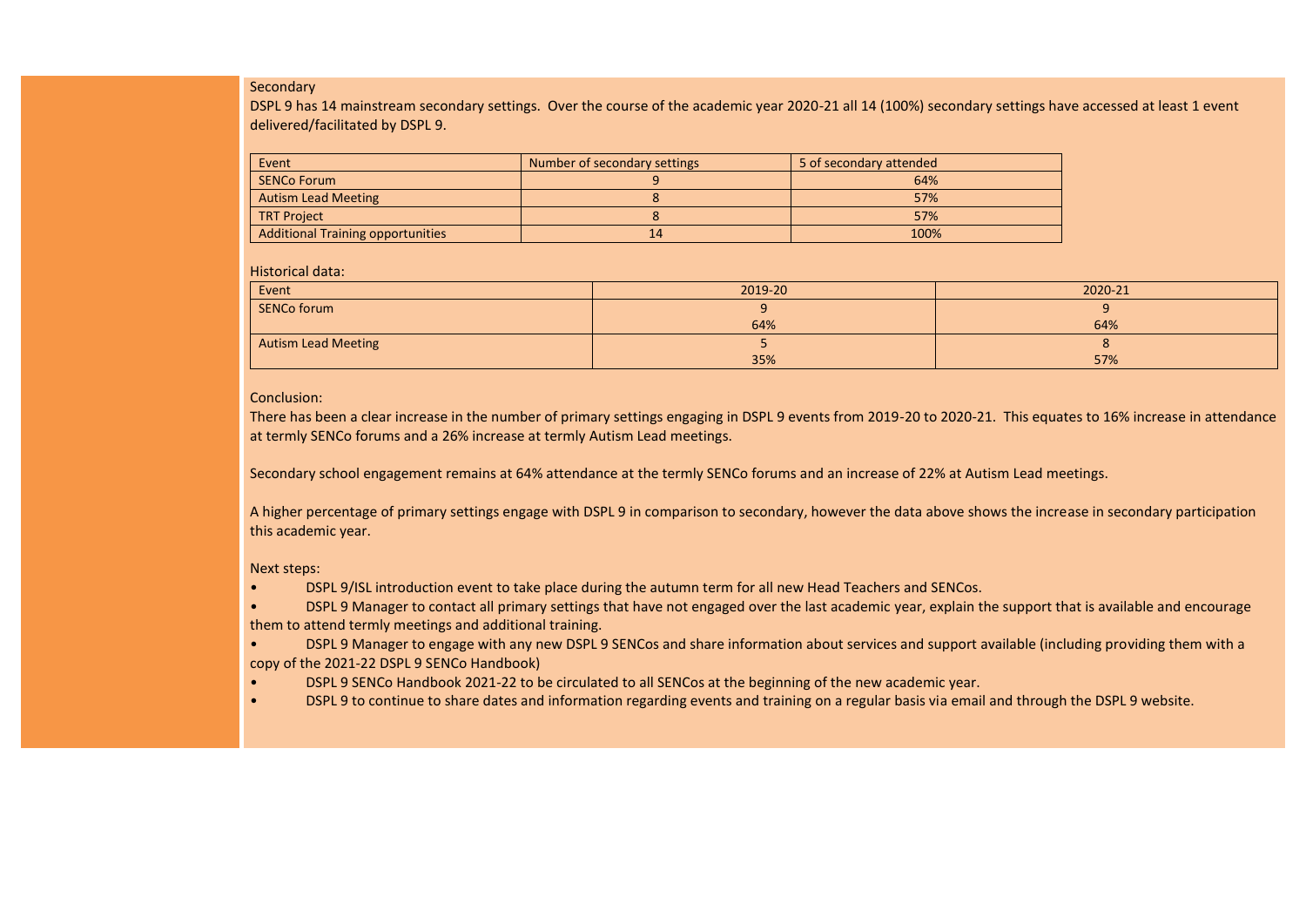Secondary

DSPL 9 has 14 mainstream secondary settings. Over the course of the academic year 2020-21 all 14 (100%) secondary settings have accessed at least 1 event delivered/facilitated by DSPL 9.

| Event | Number of secondary settings | 5 of secondary attended |
|---|---|---|
| SENCo Forum | 9 | 64% |
| Autism Lead Meeting | 8 | 57% |
| TRT Project | 8 | 57% |
| Additional Training opportunities | 14 | 100% |

Historical data:

| Event | 2019-20 | 2020-21 |
|---|---|---|
| SENCo forum | 9<br>64% | 9<br>64% |
| Autism Lead Meeting | 5<br>35% | 8<br>57% |

Conclusion:

There has been a clear increase in the number of primary settings engaging in DSPL 9 events from 2019-20 to 2020-21. This equates to 16% increase in attendance at termly SENCo forums and a 26% increase at termly Autism Lead meetings.

Secondary school engagement remains at 64% attendance at the termly SENCo forums and an increase of 22% at Autism Lead meetings.

A higher percentage of primary settings engage with DSPL 9 in comparison to secondary, however the data above shows the increase in secondary participation this academic year.

Next steps:

- DSPL 9/ISL introduction event to take place during the autumn term for all new Head Teachers and SENCos.
- DSPL 9 Manager to contact all primary settings that have not engaged over the last academic year, explain the support that is available and encourage them to attend termly meetings and additional training.
- DSPL 9 Manager to engage with any new DSPL 9 SENCos and share information about services and support available (including providing them with a copy of the 2021-22 DSPL 9 SENCo Handbook)
- DSPL 9 SENCo Handbook 2021-22 to be circulated to all SENCos at the beginning of the new academic year.
- DSPL 9 to continue to share dates and information regarding events and training on a regular basis via email and through the DSPL 9 website.